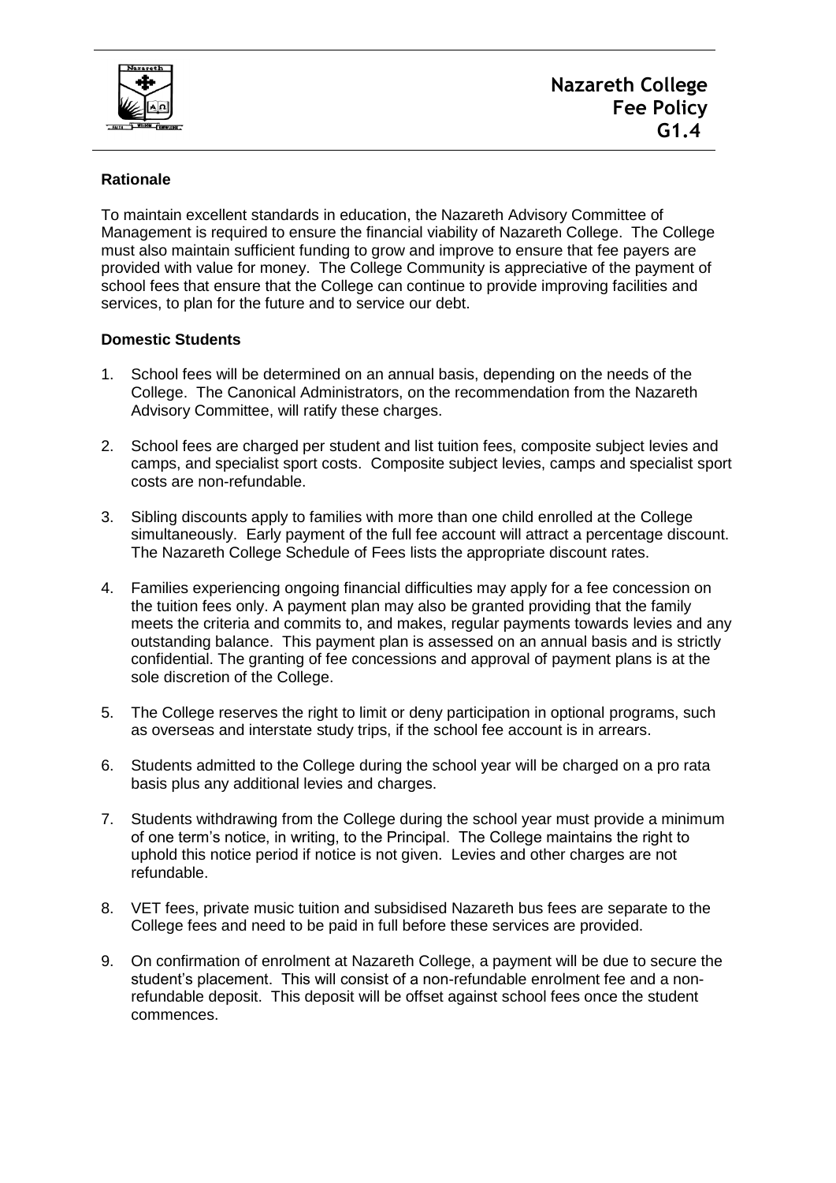# Nazareth College Fee Policy G1.4

## Rationale

To maintain excellent standards in education, the Nazareth Advisory Committee of Management is required to ensure the financial viability of Nazareth College. The College must also maintain sufficient funding to grow and improve to ensure that fee payers are provided with value for money. The College Community is appreciative of the payment of school fees that ensure that the College can continue to provide improving facilities and services, to plan for the future and to service our debt.

## Domestic Students

1. School fees will be determined on an annual basis, depending on the needs of the College. The Canonical Administrators, on the recommendation from the Nazareth Advisory Committee, will ratify these charges.

2. School fees are charged per student and list tuition fees, composite subject levies and camps, and specialist sport costs. Composite subject levies, camps and specialist sport costs are non-refundable.

3. Sibling discounts apply to families with more than one child enrolled at the College simultaneously. Early payment of the full fee account will attract a percentage discount. The Nazareth College Schedule of Fees lists the appropriate discount rates.

4. Families experiencing ongoing financial difficulties may apply for a fee concession on the tuition fees only. A payment plan may also be granted providing that the family meets the criteria and commits to, and makes, regular payments towards levies and any outstanding balance. This payment plan is assessed on an annual basis and is strictly confidential. The granting of fee concessions and approval of payment plans is at the sole discretion of the College.

5. The College reserves the right to limit or deny participation in optional programs, such as overseas and interstate study trips, if the school fee account is in arrears.

6. Students admitted to the College during the school year will be charged on a pro rata basis plus any additional levies and charges.

7. Students withdrawing from the College during the school year must provide a minimum of one term's notice, in writing, to the Principal. The College maintains the right to uphold this notice period if notice is not given. Levies and other charges are not refundable.

8. VET fees, private music tuition and subsidised Nazareth bus fees are separate to the College fees and need to be paid in full before these services are provided.

9. On confirmation of enrolment at Nazareth College, a payment will be due to secure the student's placement. This will consist of a non-refundable enrolment fee and a non-refundable deposit. This deposit will be offset against school fees once the student commences.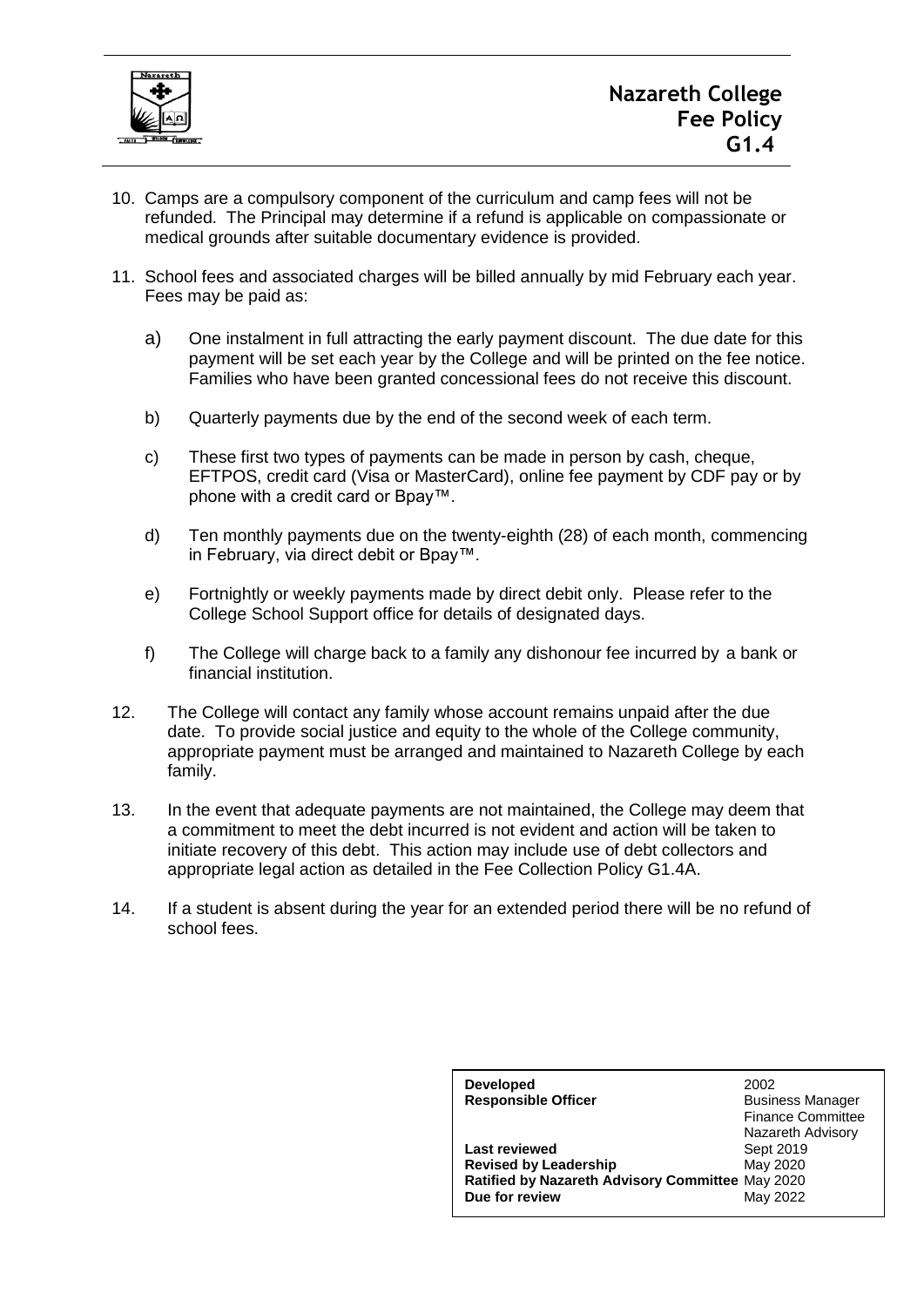10. Camps are a compulsory component of the curriculum and camp fees will not be refunded. The Principal may determine if a refund is applicable on compassionate or medical grounds after suitable documentary evidence is provided.

11. School fees and associated charges will be billed annually by mid February each year. Fees may be paid as:

    a) One instalment in full attracting the early payment discount. The due date for this payment will be set each year by the College and will be printed on the fee notice. Families who have been granted concessional fees do not receive this discount.

    b) Quarterly payments due by the end of the second week of each term.

    c) These first two types of payments can be made in person by cash, cheque, EFTPOS, credit card (Visa or MasterCard), online fee payment by CDF pay or by phone with a credit card or Bpay™.

    d) Ten monthly payments due on the twenty-eighth (28) of each month, commencing in February, via direct debit or Bpay™.

    e) Fortnightly or weekly payments made by direct debit only. Please refer to the College School Support office for details of designated days.

    f) The College will charge back to a family any dishonour fee incurred by a bank or financial institution.

12. The College will contact any family whose account remains unpaid after the due date. To provide social justice and equity to the whole of the College community, appropriate payment must be arranged and maintained to Nazareth College by each family.

13. In the event that adequate payments are not maintained, the College may deem that a commitment to meet the debt incurred is not evident and action will be taken to initiate recovery of this debt. This action may include use of debt collectors and appropriate legal action as detailed in the Fee Collection Policy G1.4A.

14. If a student is absent during the year for an extended period there will be no refund of school fees.

| | |
|---|---|
| **Developed** | 2002 |
| **Responsible Officer** | Business Manager<br>Finance Committee<br>Nazareth Advisory |
| **Last reviewed** | Sept 2019 |
| **Revised by Leadership** | May 2020 |
| **Ratified by Nazareth Advisory Committee** | May 2020 |
| **Due for review** | May 2022 |